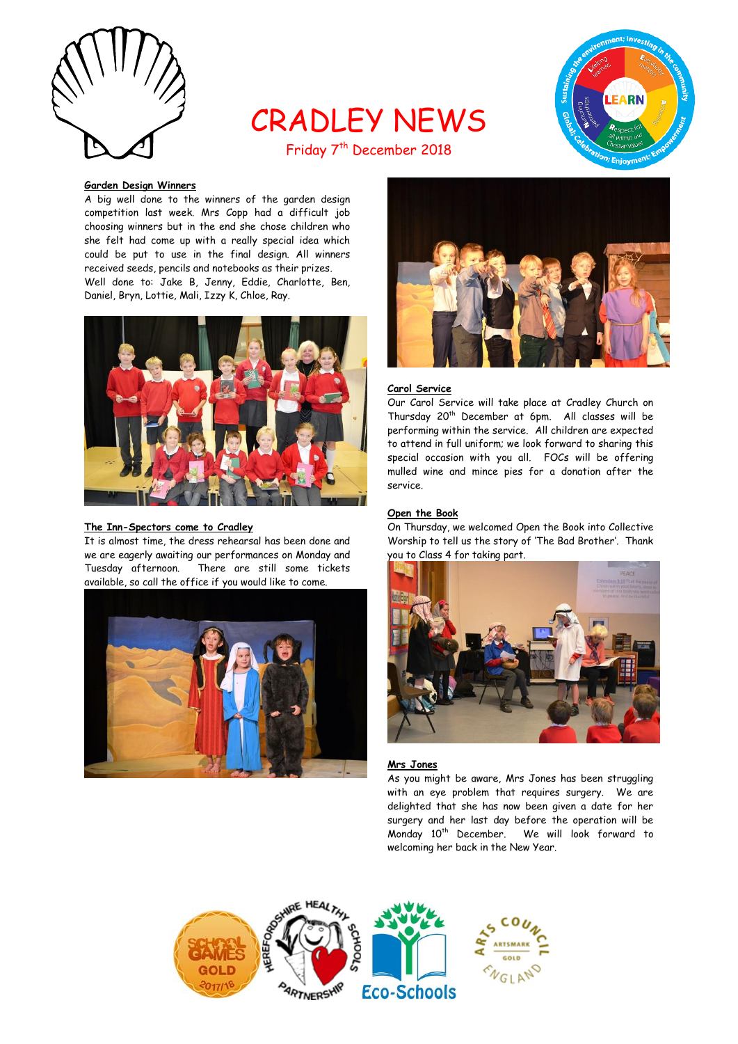# CRADLEY NEWS

Friday 7th December 2018

**Garden Design Winners**

A big well done to the winners of the garden design competition last week. Mrs Copp had a difficult job choosing winners but in the end she chose children who she felt had come up with a really special idea which could be put to use in the final design. All winners received seeds, pencils and notebooks as their prizes.

Well done to: Jake B, Jenny, Eddie, Charlotte, Ben, Daniel, Bryn, Lottie, Mali, Izzy K, Chloe, Ray.

**The Inn-Spectors come to Cradley**

It is almost time, the dress rehearsal has been done and we are eagerly awaiting our performances on Monday and Tuesday afternoon. There are still some tickets available, so call the office if you would like to come.

**Carol Service**

Our Carol Service will take place at Cradley Church on Thursday 20th December at 6pm. All classes will be performing within the service. All children are expected to attend in full uniform; we look forward to sharing this special occasion with you all. FOCs will be offering mulled wine and mince pies for a donation after the service.

**Open the Book**

On Thursday, we welcomed Open the Book into Collective Worship to tell us the story of 'The Bad Brother'. Thank you to Class 4 for taking part.

**Mrs Jones**

As you might be aware, Mrs Jones has been struggling with an eye problem that requires surgery. We are delighted that she has now been given a date for her surgery and her last day before the operation will be Monday 10th December. We will look forward to welcoming her back in the New Year.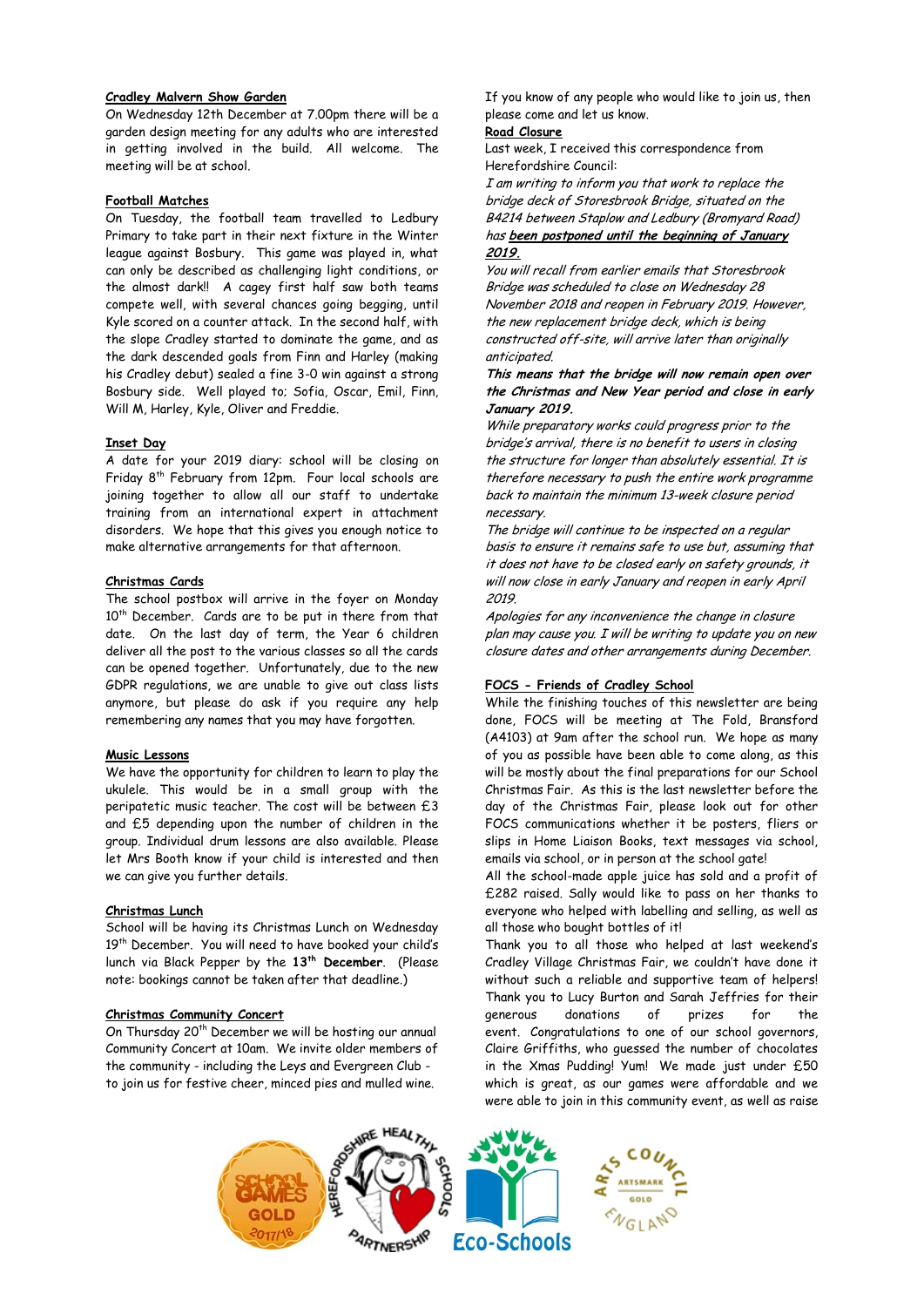### Cradley Malvern Show Garden

On Wednesday 12th December at 7.00pm there will be a garden design meeting for any adults who are interested in getting involved in the build. All welcome. The meeting will be at school.

### Football Matches

On Tuesday, the football team travelled to Ledbury Primary to take part in their next fixture in the Winter league against Bosbury. This game was played in, what can only be described as challenging light conditions, or the almost dark!! A cagey first half saw both teams compete well, with several chances going begging, until Kyle scored on a counter attack. In the second half, with the slope Cradley started to dominate the game, and as the dark descended goals from Finn and Harley (making his Cradley debut) sealed a fine 3-0 win against a strong Bosbury side. Well played to; Sofia, Oscar, Emil, Finn, Will M, Harley, Kyle, Oliver and Freddie.

### Inset Day

A date for your 2019 diary: school will be closing on Friday 8th February from 12pm. Four local schools are joining together to allow all our staff to undertake training from an international expert in attachment disorders. We hope that this gives you enough notice to make alternative arrangements for that afternoon.

### Christmas Cards

The school postbox will arrive in the foyer on Monday 10th December. Cards are to be put in there from that date. On the last day of term, the Year 6 children deliver all the post to the various classes so all the cards can be opened together. Unfortunately, due to the new GDPR regulations, we are unable to give out class lists anymore, but please do ask if you require any help remembering any names that you may have forgotten.

### Music Lessons

We have the opportunity for children to learn to play the ukulele. This would be in a small group with the peripatetic music teacher. The cost will be between £3 and £5 depending upon the number of children in the group. Individual drum lessons are also available. Please let Mrs Booth know if your child is interested and then we can give you further details.

### Christmas Lunch

School will be having its Christmas Lunch on Wednesday 19th December. You will need to have booked your child's lunch via Black Pepper by the **13th December**. (Please note: bookings cannot be taken after that deadline.)

### Christmas Community Concert

On Thursday 20th December we will be hosting our annual Community Concert at 10am. We invite older members of the community - including the Leys and Evergreen Club - to join us for festive cheer, minced pies and mulled wine. If you know of any people who would like to join us, then please come and let us know.

### Road Closure

Last week, I received this correspondence from Herefordshire Council:

*I am writing to inform you that work to replace the bridge deck of Storesbrook Bridge, situated on the B4214 between Staplow and Ledbury (Bromyard Road) has* ***been postponed until the beginning of January 2019.***

*You will recall from earlier emails that Storesbrook Bridge was scheduled to close on Wednesday 28 November 2018 and reopen in February 2019. However, the new replacement bridge deck, which is being constructed off-site, will arrive later than originally anticipated.*

***This means that the bridge will now remain open over the Christmas and New Year period and close in early January 2019.***

*While preparatory works could progress prior to the bridge's arrival, there is no benefit to users in closing the structure for longer than absolutely essential. It is therefore necessary to push the entire work programme back to maintain the minimum 13-week closure period necessary.*

*The bridge will continue to be inspected on a regular basis to ensure it remains safe to use but, assuming that it does not have to be closed early on safety grounds, it will now close in early January and reopen in early April 2019.*

*Apologies for any inconvenience the change in closure plan may cause you. I will be writing to update you on new closure dates and other arrangements during December.*

### FOCS - Friends of Cradley School

While the finishing touches of this newsletter are being done, FOCS will be meeting at The Fold, Bransford (A4103) at 9am after the school run. We hope as many of you as possible have been able to come along, as this will be mostly about the final preparations for our School Christmas Fair. As this is the last newsletter before the day of the Christmas Fair, please look out for other FOCS communications whether it be posters, fliers or slips in Home Liaison Books, text messages via school, emails via school, or in person at the school gate!

All the school-made apple juice has sold and a profit of £282 raised. Sally would like to pass on her thanks to everyone who helped with labelling and selling, as well as all those who bought bottles of it!

Thank you to all those who helped at last weekend's Cradley Village Christmas Fair, we couldn't have done it without such a reliable and supportive team of helpers! Thank you to Lucy Burton and Sarah Jeffries for their generous donations of prizes for the event. Congratulations to one of our school governors, Claire Griffiths, who guessed the number of chocolates in the Xmas Pudding! Yum! We made just under £50 which is great, as our games were affordable and we were able to join in this community event, as well as raise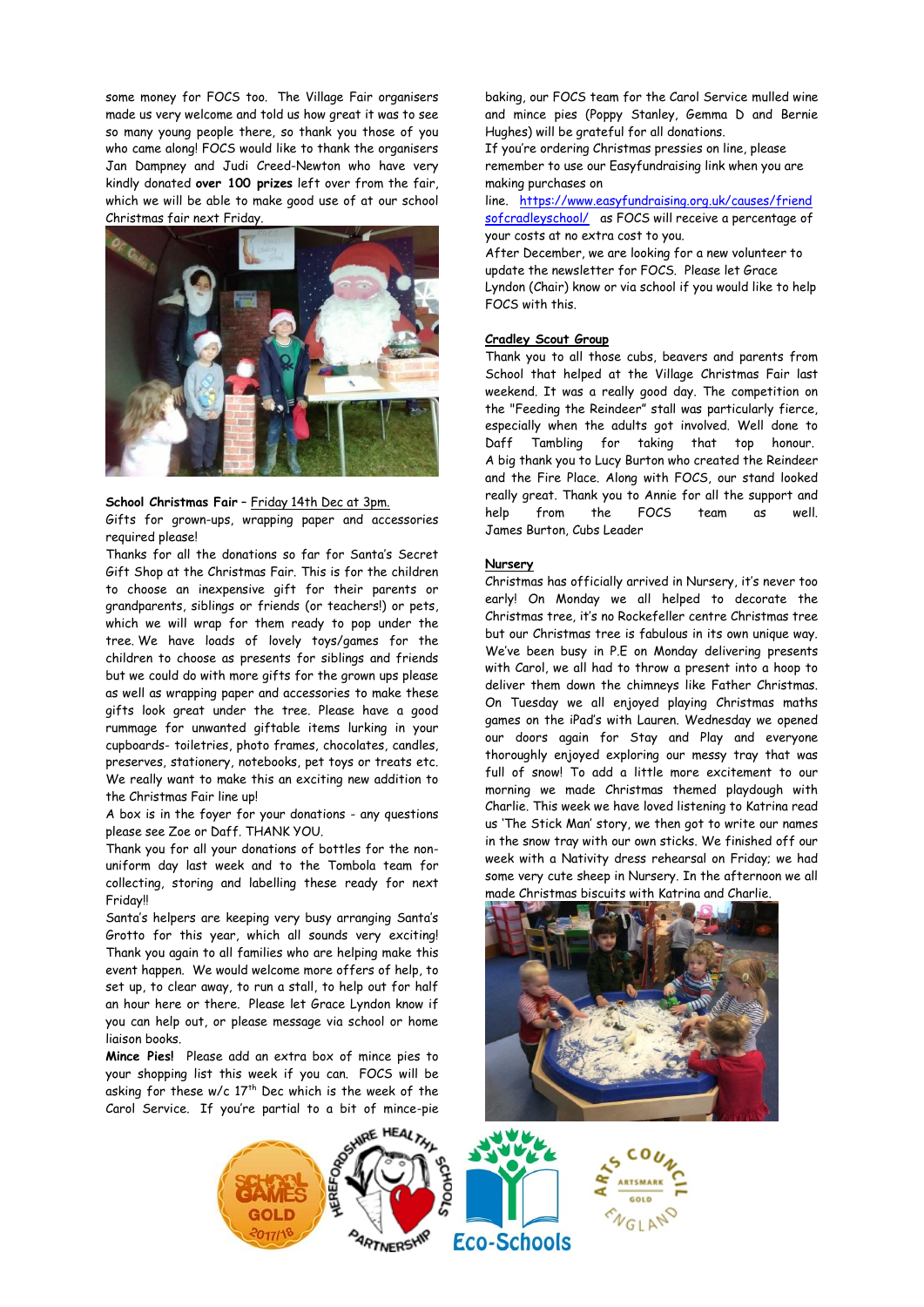some money for FOCS too. The Village Fair organisers made us very welcome and told us how great it was to see so many young people there, so thank you those of you who came along! FOCS would like to thank the organisers Jan Dampney and Judi Creed-Newton who have very kindly donated **over 100 prizes** left over from the fair, which we will be able to make good use of at our school Christmas fair next Friday.

**School Christmas Fair** – Friday 14th Dec at 3pm.
Gifts for grown-ups, wrapping paper and accessories required please!

Thanks for all the donations so far for Santa's Secret Gift Shop at the Christmas Fair. This is for the children to choose an inexpensive gift for their parents or grandparents, siblings or friends (or teachers!) or pets, which we will wrap for them ready to pop under the tree. We have loads of lovely toys/games for the children to choose as presents for siblings and friends but we could do with more gifts for the grown ups please as well as wrapping paper and accessories to make these gifts look great under the tree. Please have a good rummage for unwanted giftable items lurking in your cupboards- toiletries, photo frames, chocolates, candles, preserves, stationery, notebooks, pet toys or treats etc. We really want to make this an exciting new addition to the Christmas Fair line up!

A box is in the foyer for your donations - any questions please see Zoe or Daff. THANK YOU.

Thank you for all your donations of bottles for the non-uniform day last week and to the Tombola team for collecting, storing and labelling these ready for next Friday!!

Santa's helpers are keeping very busy arranging Santa's Grotto for this year, which all sounds very exciting! Thank you again to all families who are helping make this event happen. We would welcome more offers of help, to set up, to clear away, to run a stall, to help out for half an hour here or there. Please let Grace Lyndon know if you can help out, or please message via school or home liaison books.

**Mince Pies!** Please add an extra box of mince pies to your shopping list this week if you can. FOCS will be asking for these w/c 17th Dec which is the week of the Carol Service. If you're partial to a bit of mince-pie baking, our FOCS team for the Carol Service mulled wine and mince pies (Poppy Stanley, Gemma D and Bernie Hughes) will be grateful for all donations.

If you're ordering Christmas pressies on line, please remember to use our Easyfundraising link when you are making purchases on line. https://www.easyfundraising.org.uk/causes/friendsofcradleyschool/ as FOCS will receive a percentage of your costs at no extra cost to you.

After December, we are looking for a new volunteer to update the newsletter for FOCS. Please let Grace Lyndon (Chair) know or via school if you would like to help FOCS with this.

## Cradley Scout Group

Thank you to all those cubs, beavers and parents from School that helped at the Village Christmas Fair last weekend. It was a really good day. The competition on the "Feeding the Reindeer" stall was particularly fierce, especially when the adults got involved. Well done to Daff Tambling for taking that top honour. A big thank you to Lucy Burton who created the Reindeer and the Fire Place. Along with FOCS, our stand looked really great. Thank you to Annie for all the support and help from the FOCS team as well.
James Burton, Cubs Leader

## Nursery

Christmas has officially arrived in Nursery, it's never too early! On Monday we all helped to decorate the Christmas tree, it's no Rockefeller centre Christmas tree but our Christmas tree is fabulous in its own unique way. We've been busy in P.E on Monday delivering presents with Carol, we all had to throw a present into a hoop to deliver them down the chimneys like Father Christmas. On Tuesday we all enjoyed playing Christmas maths games on the iPad's with Lauren. Wednesday we opened our doors again for Stay and Play and everyone thoroughly enjoyed exploring our messy tray that was full of snow! To add a little more excitement to our morning we made Christmas themed playdough with Charlie. This week we have loved listening to Katrina read us 'The Stick Man' story, we then got to write our names in the snow tray with our own sticks. We finished off our week with a Nativity dress rehearsal on Friday; we had some very cute sheep in Nursery. In the afternoon we all made Christmas biscuits with Katrina and Charlie.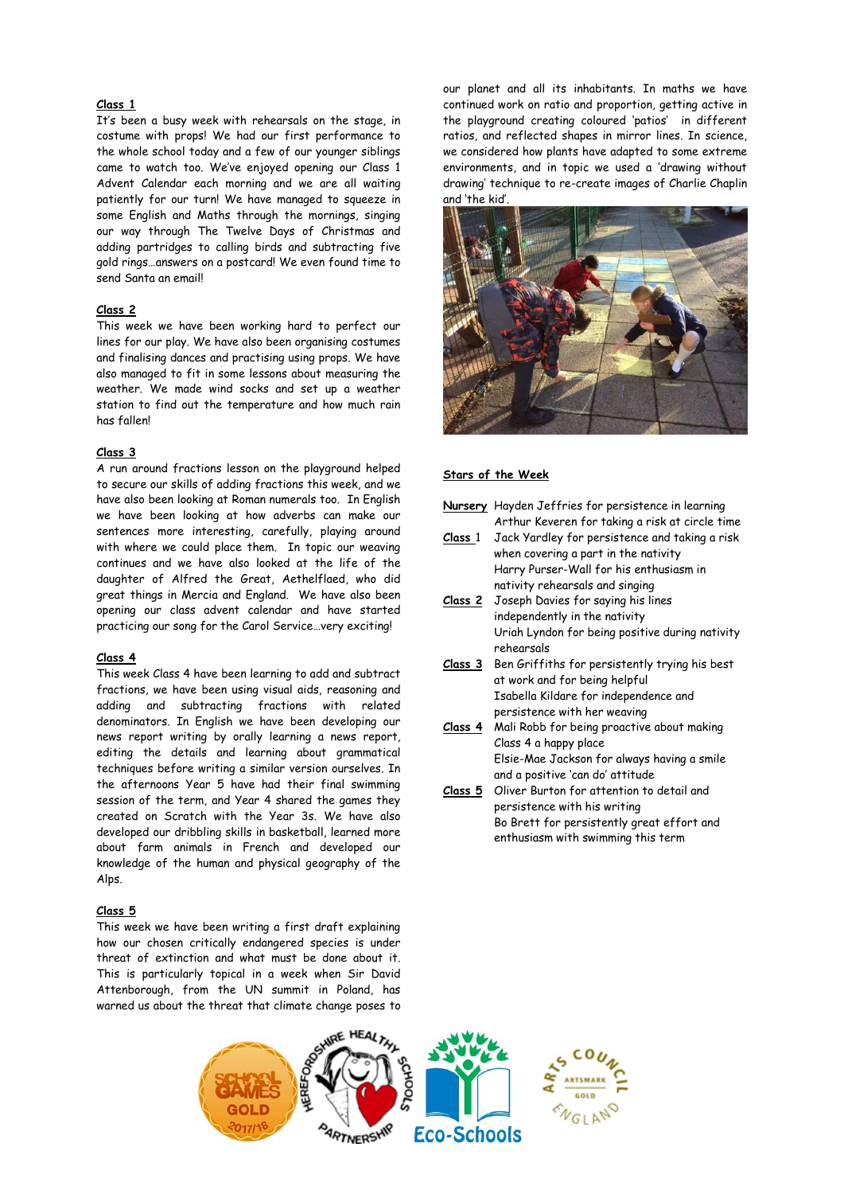**Class 1**

It's been a busy week with rehearsals on the stage, in costume with props! We had our first performance to the whole school today and a few of our younger siblings came to watch too. We've enjoyed opening our Class 1 Advent Calendar each morning and we are all waiting patiently for our turn! We have managed to squeeze in some English and Maths through the mornings, singing our way through The Twelve Days of Christmas and adding partridges to calling birds and subtracting five gold rings…answers on a postcard! We even found time to send Santa an email!

**Class 2**

This week we have been working hard to perfect our lines for our play. We have also been organising costumes and finalising dances and practising using props. We have also managed to fit in some lessons about measuring the weather. We made wind socks and set up a weather station to find out the temperature and how much rain has fallen!

**Class 3**

A run around fractions lesson on the playground helped to secure our skills of adding fractions this week, and we have also been looking at Roman numerals too. In English we have been looking at how adverbs can make our sentences more interesting, carefully, playing around with where we could place them. In topic our weaving continues and we have also looked at the life of the daughter of Alfred the Great, Aethelflaed, who did great things in Mercia and England. We have also been opening our class advent calendar and have started practicing our song for the Carol Service…very exciting!

**Class 4**

This week Class 4 have been learning to add and subtract fractions, we have been using visual aids, reasoning and adding and subtracting fractions with related denominators. In English we have been developing our news report writing by orally learning a news report, editing the details and learning about grammatical techniques before writing a similar version ourselves. In the afternoons Year 5 have had their final swimming session of the term, and Year 4 shared the games they created on Scratch with the Year 3s. We have also developed our dribbling skills in basketball, learned more about farm animals in French and developed our knowledge of the human and physical geography of the Alps.

**Class 5**

This week we have been writing a first draft explaining how our chosen critically endangered species is under threat of extinction and what must be done about it. This is particularly topical in a week when Sir David Attenborough, from the UN summit in Poland, has warned us about the threat that climate change poses to our planet and all its inhabitants. In maths we have continued work on ratio and proportion, getting active in the playground creating coloured 'patios' in different ratios, and reflected shapes in mirror lines. In science, we considered how plants have adapted to some extreme environments, and in topic we used a 'drawing without drawing' technique to re-create images of Charlie Chaplin and 'the kid'.

**Stars of the Week**

**Nursery** Hayden Jeffries for persistence in learning
Arthur Keveren for taking a risk at circle time

**Class 1** Jack Yardley for persistence and taking a risk when covering a part in the nativity
Harry Purser-Wall for his enthusiasm in nativity rehearsals and singing

**Class 2** Joseph Davies for saying his lines independently in the nativity
Uriah Lyndon for being positive during nativity rehearsals

**Class 3** Ben Griffiths for persistently trying his best at work and for being helpful
Isabella Kildare for independence and persistence with her weaving

**Class 4** Mali Robb for being proactive about making Class 4 a happy place
Elsie-Mae Jackson for always having a smile and a positive 'can do' attitude

**Class 5** Oliver Burton for attention to detail and persistence with his writing
Bo Brett for persistently great effort and enthusiasm with swimming this term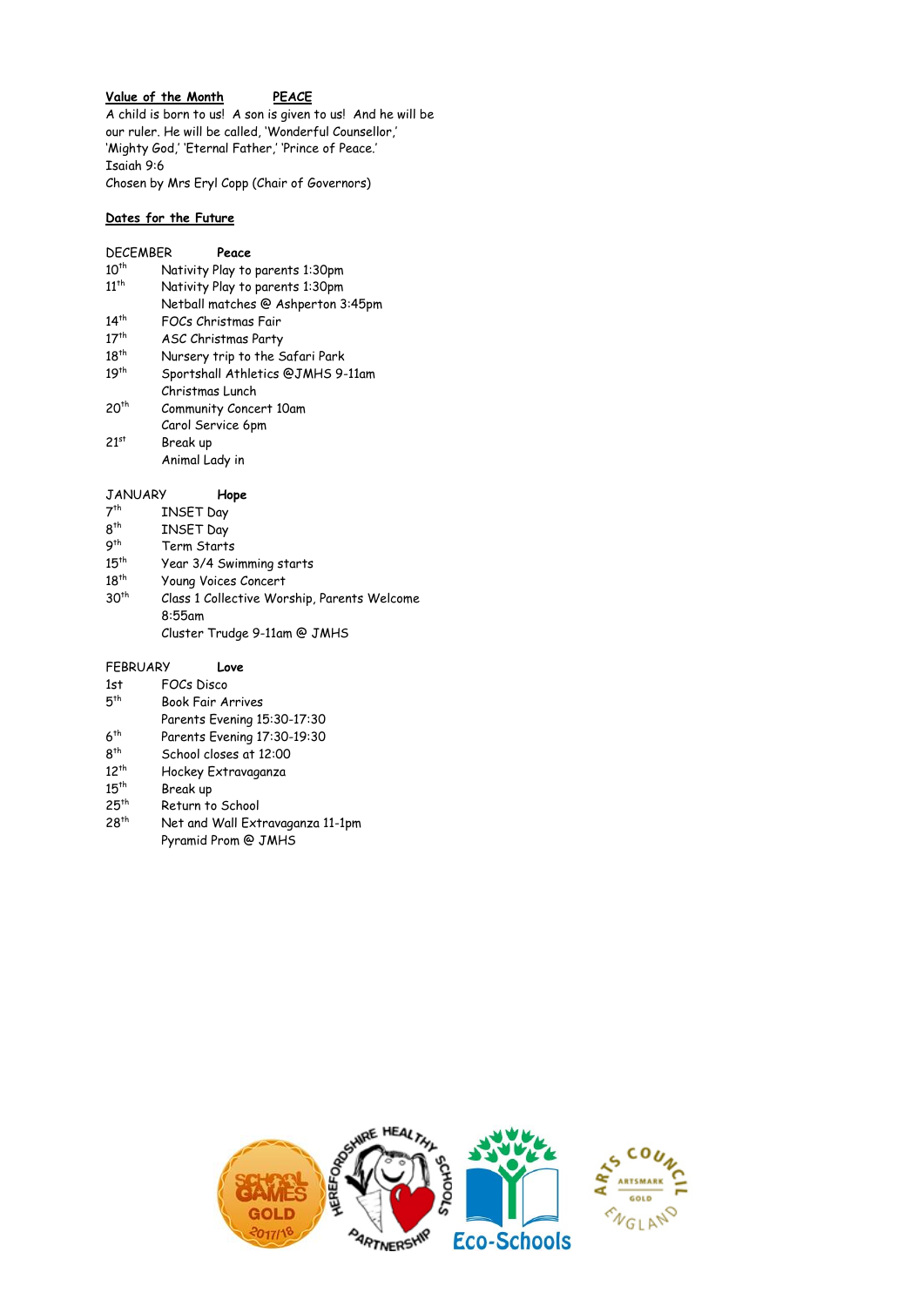**Value of the Month** **PEACE**

A child is born to us! A son is given to us! And he will be our ruler. He will be called, 'Wonderful Counsellor,' 'Mighty God,' 'Eternal Father,' 'Prince of Peace.'
Isaiah 9:6
Chosen by Mrs Eryl Copp (Chair of Governors)

**Dates for the Future**

DECEMBER **Peace**

| | |
|---|---|
| 10th | Nativity Play to parents 1:30pm |
| 11th | Nativity Play to parents 1:30pm |
| | Netball matches @ Ashperton 3:45pm |
| 14th | FOCs Christmas Fair |
| 17th | ASC Christmas Party |
| 18th | Nursery trip to the Safari Park |
| 19th | Sportshall Athletics @JMHS 9-11am |
| | Christmas Lunch |
| 20th | Community Concert 10am |
| | Carol Service 6pm |
| 21st | Break up |
| | Animal Lady in |

JANUARY **Hope**

| | |
|---|---|
| 7th | INSET Day |
| 8th | INSET Day |
| 9th | Term Starts |
| 15th | Year 3/4 Swimming starts |
| 18th | Young Voices Concert |
| 30th | Class 1 Collective Worship, Parents Welcome 8:55am |
| | Cluster Trudge 9-11am @ JMHS |

FEBRUARY **Love**

| | |
|---|---|
| 1st | FOCs Disco |
| 5th | Book Fair Arrives |
| | Parents Evening 15:30-17:30 |
| 6th | Parents Evening 17:30-19:30 |
| 8th | School closes at 12:00 |
| 12th | Hockey Extravaganza |
| 15th | Break up |
| 25th | Return to School |
| 28th | Net and Wall Extravaganza 11-1pm |
| | Pyramid Prom @ JMHS |

SCHOOL GAMES GOLD 2017/18

HEREFORDSHIRE HEALTHY SCHOOLS PARTNERSHIP

Eco-Schools

ARTS COUNCIL ENGLAND ARTSMARK GOLD